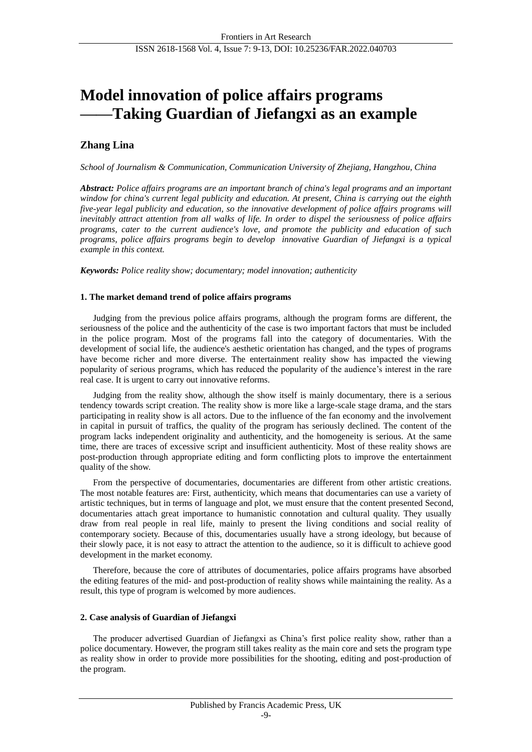# Model innovation of police affairs programs ——Taking Guardian of Jiefangxi as an example

**Zhang Lina**

*School of Journalism & Communication, Communication University of Zhejiang, Hangzhou, China*

***Abstract:*** *Police affairs programs are an important branch of china's legal programs and an important window for china's current legal publicity and education. At present, China is carrying out the eighth five-year legal publicity and education, so the innovative development of police affairs programs will inevitably attract attention from all walks of life. In order to dispel the seriousness of police affairs programs, cater to the current audience's love, and promote the publicity and education of such programs, police affairs programs begin to develop innovative Guardian of Jiefangxi is a typical example in this context.*

***Keywords:*** *Police reality show; documentary; model innovation; authenticity*

### 1. The market demand trend of police affairs programs

Judging from the previous police affairs programs, although the program forms are different, the seriousness of the police and the authenticity of the case is two important factors that must be included in the police program. Most of the programs fall into the category of documentaries. With the development of social life, the audience's aesthetic orientation has changed, and the types of programs have become richer and more diverse. The entertainment reality show has impacted the viewing popularity of serious programs, which has reduced the popularity of the audience's interest in the rare real case. It is urgent to carry out innovative reforms.

Judging from the reality show, although the show itself is mainly documentary, there is a serious tendency towards script creation. The reality show is more like a large-scale stage drama, and the stars participating in reality show is all actors. Due to the influence of the fan economy and the involvement in capital in pursuit of traffics, the quality of the program has seriously declined. The content of the program lacks independent originality and authenticity, and the homogeneity is serious. At the same time, there are traces of excessive script and insufficient authenticity. Most of these reality shows are post-production through appropriate editing and form conflicting plots to improve the entertainment quality of the show.

From the perspective of documentaries, documentaries are different from other artistic creations. The most notable features are: First, authenticity, which means that documentaries can use a variety of artistic techniques, but in terms of language and plot, we must ensure that the content presented Second, documentaries attach great importance to humanistic connotation and cultural quality. They usually draw from real people in real life, mainly to present the living conditions and social reality of contemporary society. Because of this, documentaries usually have a strong ideology, but because of their slowly pace, it is not easy to attract the attention to the audience, so it is difficult to achieve good development in the market economy.

Therefore, because the core of attributes of documentaries, police affairs programs have absorbed the editing features of the mid- and post-production of reality shows while maintaining the reality. As a result, this type of program is welcomed by more audiences.

### 2. Case analysis of Guardian of Jiefangxi

The producer advertised Guardian of Jiefangxi as China's first police reality show, rather than a police documentary. However, the program still takes reality as the main core and sets the program type as reality show in order to provide more possibilities for the shooting, editing and post-production of the program.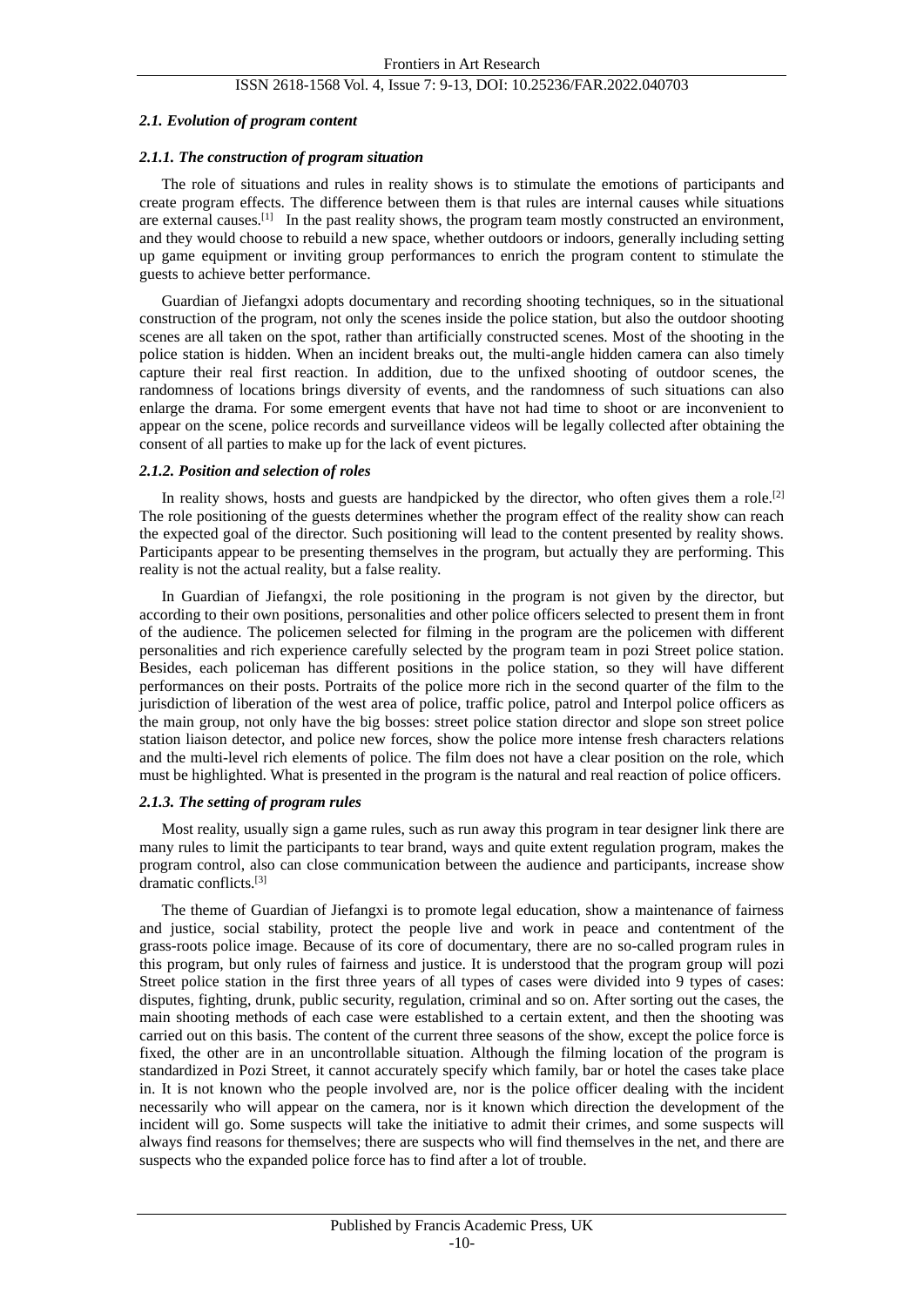### *2.1. Evolution of program content*

#### *2.1.1. The construction of program situation*

The role of situations and rules in reality shows is to stimulate the emotions of participants and create program effects. The difference between them is that rules are internal causes while situations are external causes.[1] In the past reality shows, the program team mostly constructed an environment, and they would choose to rebuild a new space, whether outdoors or indoors, generally including setting up game equipment or inviting group performances to enrich the program content to stimulate the guests to achieve better performance.

Guardian of Jiefangxi adopts documentary and recording shooting techniques, so in the situational construction of the program, not only the scenes inside the police station, but also the outdoor shooting scenes are all taken on the spot, rather than artificially constructed scenes. Most of the shooting in the police station is hidden. When an incident breaks out, the multi-angle hidden camera can also timely capture their real first reaction. In addition, due to the unfixed shooting of outdoor scenes, the randomness of locations brings diversity of events, and the randomness of such situations can also enlarge the drama. For some emergent events that have not had time to shoot or are inconvenient to appear on the scene, police records and surveillance videos will be legally collected after obtaining the consent of all parties to make up for the lack of event pictures.

#### *2.1.2. Position and selection of roles*

In reality shows, hosts and guests are handpicked by the director, who often gives them a role.[2] The role positioning of the guests determines whether the program effect of the reality show can reach the expected goal of the director. Such positioning will lead to the content presented by reality shows. Participants appear to be presenting themselves in the program, but actually they are performing. This reality is not the actual reality, but a false reality.

In Guardian of Jiefangxi, the role positioning in the program is not given by the director, but according to their own positions, personalities and other police officers selected to present them in front of the audience. The policemen selected for filming in the program are the policemen with different personalities and rich experience carefully selected by the program team in pozi Street police station. Besides, each policeman has different positions in the police station, so they will have different performances on their posts. Portraits of the police more rich in the second quarter of the film to the jurisdiction of liberation of the west area of police, traffic police, patrol and Interpol police officers as the main group, not only have the big bosses: street police station director and slope son street police station liaison detector, and police new forces, show the police more intense fresh characters relations and the multi-level rich elements of police. The film does not have a clear position on the role, which must be highlighted. What is presented in the program is the natural and real reaction of police officers.

#### *2.1.3. The setting of program rules*

Most reality, usually sign a game rules, such as run away this program in tear designer link there are many rules to limit the participants to tear brand, ways and quite extent regulation program, makes the program control, also can close communication between the audience and participants, increase show dramatic conflicts.[3]

The theme of Guardian of Jiefangxi is to promote legal education, show a maintenance of fairness and justice, social stability, protect the people live and work in peace and contentment of the grass-roots police image. Because of its core of documentary, there are no so-called program rules in this program, but only rules of fairness and justice. It is understood that the program group will pozi Street police station in the first three years of all types of cases were divided into 9 types of cases: disputes, fighting, drunk, public security, regulation, criminal and so on. After sorting out the cases, the main shooting methods of each case were established to a certain extent, and then the shooting was carried out on this basis. The content of the current three seasons of the show, except the police force is fixed, the other are in an uncontrollable situation. Although the filming location of the program is standardized in Pozi Street, it cannot accurately specify which family, bar or hotel the cases take place in. It is not known who the people involved are, nor is the police officer dealing with the incident necessarily who will appear on the camera, nor is it known which direction the development of the incident will go. Some suspects will take the initiative to admit their crimes, and some suspects will always find reasons for themselves; there are suspects who will find themselves in the net, and there are suspects who the expanded police force has to find after a lot of trouble.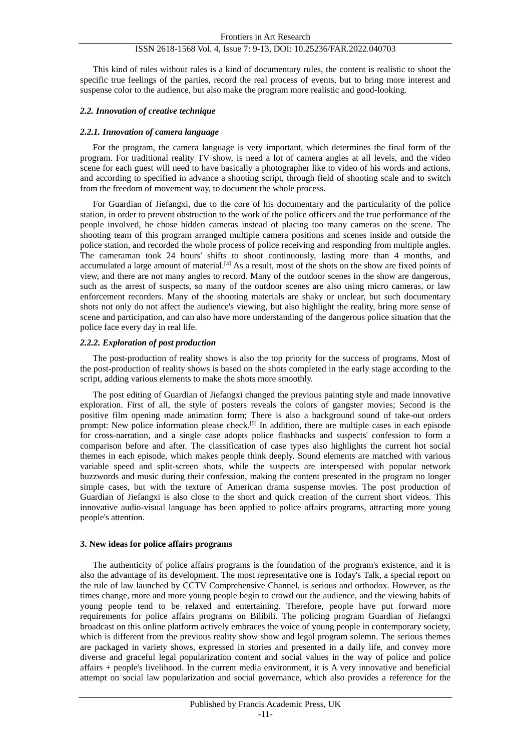This kind of rules without rules is a kind of documentary rules, the content is realistic to shoot the specific true feelings of the parties, record the real process of events, but to bring more interest and suspense color to the audience, but also make the program more realistic and good-looking.

### *2.2. Innovation of creative technique*

#### *2.2.1. Innovation of camera language*

For the program, the camera language is very important, which determines the final form of the program. For traditional reality TV show, is need a lot of camera angles at all levels, and the video scene for each guest will need to have basically a photographer like to video of his words and actions, and according to specified in advance a shooting script, through field of shooting scale and to switch from the freedom of movement way, to document the whole process.

For Guardian of Jiefangxi, due to the core of his documentary and the particularity of the police station, in order to prevent obstruction to the work of the police officers and the true performance of the people involved, he chose hidden cameras instead of placing too many cameras on the scene. The shooting team of this program arranged multiple camera positions and scenes inside and outside the police station, and recorded the whole process of police receiving and responding from multiple angles. The cameraman took 24 hours' shifts to shoot continuously, lasting more than 4 months, and accumulated a large amount of material.[4] As a result, most of the shots on the show are fixed points of view, and there are not many angles to record. Many of the outdoor scenes in the show are dangerous, such as the arrest of suspects, so many of the outdoor scenes are also using micro cameras, or law enforcement recorders. Many of the shooting materials are shaky or unclear, but such documentary shots not only do not affect the audience's viewing, but also highlight the reality, bring more sense of scene and participation, and can also have more understanding of the dangerous police situation that the police face every day in real life.

#### *2.2.2. Exploration of post production*

The post-production of reality shows is also the top priority for the success of programs. Most of the post-production of reality shows is based on the shots completed in the early stage according to the script, adding various elements to make the shots more smoothly.

The post editing of Guardian of Jiefangxi changed the previous painting style and made innovative exploration. First of all, the style of posters reveals the colors of gangster movies; Second is the positive film opening made animation form; There is also a background sound of take-out orders prompt: New police information please check.[5] In addition, there are multiple cases in each episode for cross-narration, and a single case adopts police flashbacks and suspects' confession to form a comparison before and after. The classification of case types also highlights the current hot social themes in each episode, which makes people think deeply. Sound elements are matched with various variable speed and split-screen shots, while the suspects are interspersed with popular network buzzwords and music during their confession, making the content presented in the program no longer simple cases, but with the texture of American drama suspense movies. The post production of Guardian of Jiefangxi is also close to the short and quick creation of the current short videos. This innovative audio-visual language has been applied to police affairs programs, attracting more young people's attention.

## **3. New ideas for police affairs programs**

The authenticity of police affairs programs is the foundation of the program's existence, and it is also the advantage of its development. The most representative one is Today's Talk, a special report on the rule of law launched by CCTV Comprehensive Channel. is serious and orthodox. However, as the times change, more and more young people begin to crowd out the audience, and the viewing habits of young people tend to be relaxed and entertaining. Therefore, people have put forward more requirements for police affairs programs on Bilibili. The policing program Guardian of Jiefangxi broadcast on this online platform actively embraces the voice of young people in contemporary society, which is different from the previous reality show show and legal program solemn. The serious themes are packaged in variety shows, expressed in stories and presented in a daily life, and convey more diverse and graceful legal popularization content and social values in the way of police and police affairs + people's livelihood. In the current media environment, it is A very innovative and beneficial attempt on social law popularization and social governance, which also provides a reference for the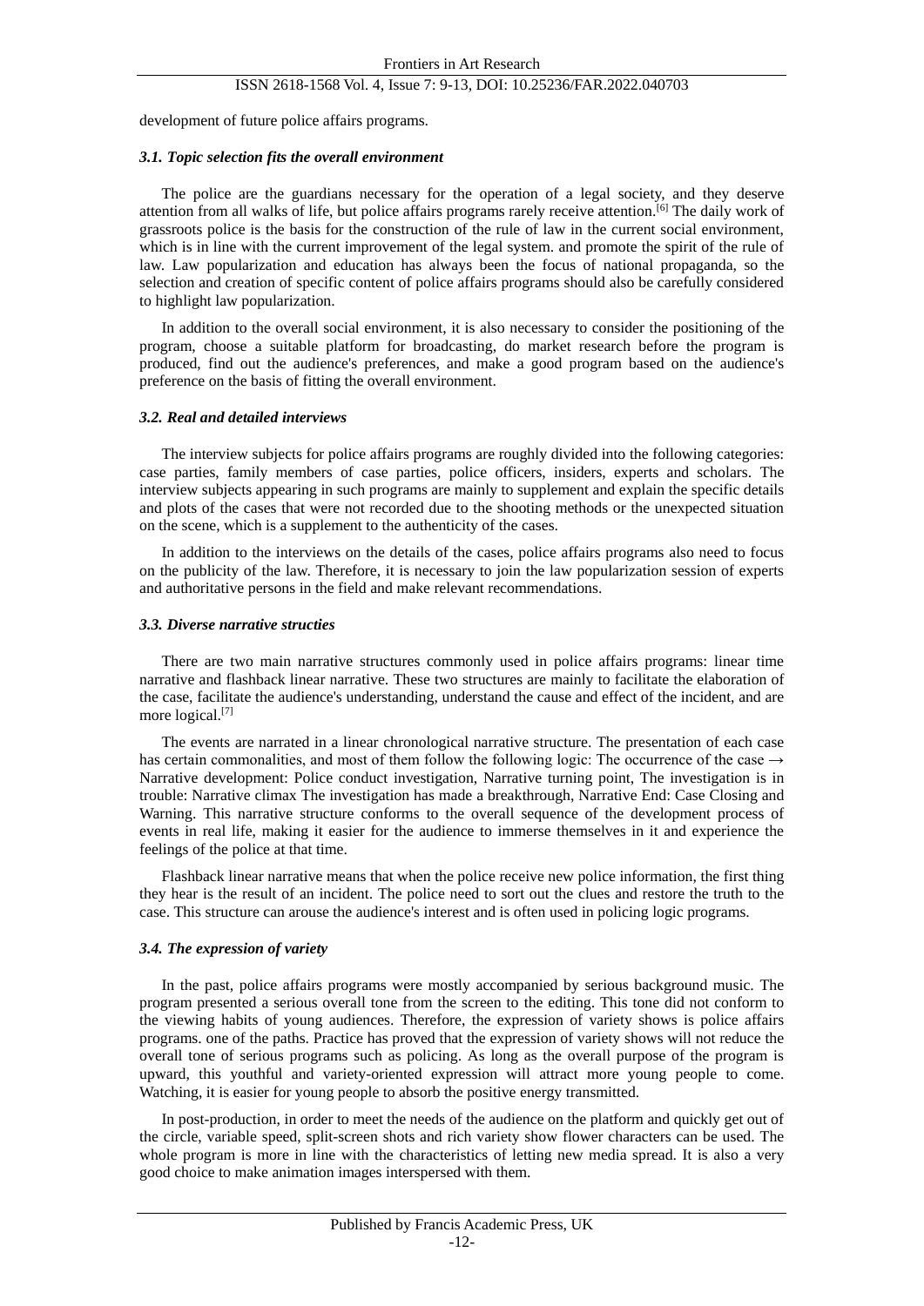development of future police affairs programs.

### *3.1. Topic selection fits the overall environment*

The police are the guardians necessary for the operation of a legal society, and they deserve attention from all walks of life, but police affairs programs rarely receive attention.[6] The daily work of grassroots police is the basis for the construction of the rule of law in the current social environment, which is in line with the current improvement of the legal system. and promote the spirit of the rule of law. Law popularization and education has always been the focus of national propaganda, so the selection and creation of specific content of police affairs programs should also be carefully considered to highlight law popularization.

In addition to the overall social environment, it is also necessary to consider the positioning of the program, choose a suitable platform for broadcasting, do market research before the program is produced, find out the audience's preferences, and make a good program based on the audience's preference on the basis of fitting the overall environment.

### *3.2. Real and detailed interviews*

The interview subjects for police affairs programs are roughly divided into the following categories: case parties, family members of case parties, police officers, insiders, experts and scholars. The interview subjects appearing in such programs are mainly to supplement and explain the specific details and plots of the cases that were not recorded due to the shooting methods or the unexpected situation on the scene, which is a supplement to the authenticity of the cases.

In addition to the interviews on the details of the cases, police affairs programs also need to focus on the publicity of the law. Therefore, it is necessary to join the law popularization session of experts and authoritative persons in the field and make relevant recommendations.

### *3.3. Diverse narrative structies*

There are two main narrative structures commonly used in police affairs programs: linear time narrative and flashback linear narrative. These two structures are mainly to facilitate the elaboration of the case, facilitate the audience's understanding, understand the cause and effect of the incident, and are more logical.[7]

The events are narrated in a linear chronological narrative structure. The presentation of each case has certain commonalities, and most of them follow the following logic: The occurrence of the case → Narrative development: Police conduct investigation, Narrative turning point, The investigation is in trouble: Narrative climax The investigation has made a breakthrough, Narrative End: Case Closing and Warning. This narrative structure conforms to the overall sequence of the development process of events in real life, making it easier for the audience to immerse themselves in it and experience the feelings of the police at that time.

Flashback linear narrative means that when the police receive new police information, the first thing they hear is the result of an incident. The police need to sort out the clues and restore the truth to the case. This structure can arouse the audience's interest and is often used in policing logic programs.

### *3.4. The expression of variety*

In the past, police affairs programs were mostly accompanied by serious background music. The program presented a serious overall tone from the screen to the editing. This tone did not conform to the viewing habits of young audiences. Therefore, the expression of variety shows is police affairs programs. one of the paths. Practice has proved that the expression of variety shows will not reduce the overall tone of serious programs such as policing. As long as the overall purpose of the program is upward, this youthful and variety-oriented expression will attract more young people to come. Watching, it is easier for young people to absorb the positive energy transmitted.

In post-production, in order to meet the needs of the audience on the platform and quickly get out of the circle, variable speed, split-screen shots and rich variety show flower characters can be used. The whole program is more in line with the characteristics of letting new media spread. It is also a very good choice to make animation images interspersed with them.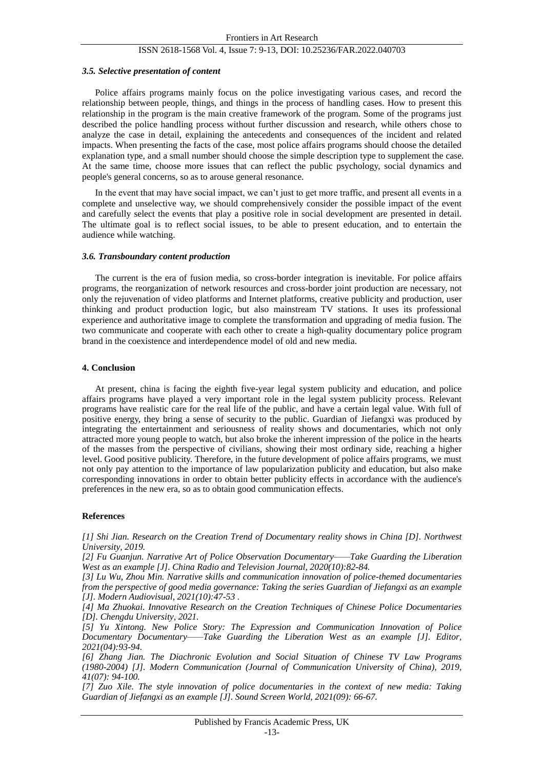### *3.5. Selective presentation of content*

Police affairs programs mainly focus on the police investigating various cases, and record the relationship between people, things, and things in the process of handling cases. How to present this relationship in the program is the main creative framework of the program. Some of the programs just described the police handling process without further discussion and research, while others chose to analyze the case in detail, explaining the antecedents and consequences of the incident and related impacts. When presenting the facts of the case, most police affairs programs should choose the detailed explanation type, and a small number should choose the simple description type to supplement the case. At the same time, choose more issues that can reflect the public psychology, social dynamics and people's general concerns, so as to arouse general resonance.

In the event that may have social impact, we can't just to get more traffic, and present all events in a complete and unselective way, we should comprehensively consider the possible impact of the event and carefully select the events that play a positive role in social development are presented in detail. The ultimate goal is to reflect social issues, to be able to present education, and to entertain the audience while watching.

### *3.6. Transboundary content production*

The current is the era of fusion media, so cross-border integration is inevitable. For police affairs programs, the reorganization of network resources and cross-border joint production are necessary, not only the rejuvenation of video platforms and Internet platforms, creative publicity and production, user thinking and product production logic, but also mainstream TV stations. It uses its professional experience and authoritative image to complete the transformation and upgrading of media fusion. The two communicate and cooperate with each other to create a high-quality documentary police program brand in the coexistence and interdependence model of old and new media.

## 4. Conclusion

At present, china is facing the eighth five-year legal system publicity and education, and police affairs programs have played a very important role in the legal system publicity process. Relevant programs have realistic care for the real life of the public, and have a certain legal value. With full of positive energy, they bring a sense of security to the public. Guardian of Jiefangxi was produced by integrating the entertainment and seriousness of reality shows and documentaries, which not only attracted more young people to watch, but also broke the inherent impression of the police in the hearts of the masses from the perspective of civilians, showing their most ordinary side, reaching a higher level. Good positive publicity. Therefore, in the future development of police affairs programs, we must not only pay attention to the importance of law popularization publicity and education, but also make corresponding innovations in order to obtain better publicity effects in accordance with the audience's preferences in the new era, so as to obtain good communication effects.

## References

*[1] Shi Jian. Research on the Creation Trend of Documentary reality shows in China [D]. Northwest University, 2019.*

*[2] Fu Guanjun. Narrative Art of Police Observation Documentary——Take Guarding the Liberation West as an example [J]. China Radio and Television Journal, 2020(10):82-84.*

*[3] Lu Wu, Zhou Min. Narrative skills and communication innovation of police-themed documentaries from the perspective of good media governance: Taking the series Guardian of Jiefangxi as an example [J]. Modern Audiovisual, 2021(10):47-53 .*

*[4] Ma Zhuokai. Innovative Research on the Creation Techniques of Chinese Police Documentaries [D]. Chengdu University, 2021.*

*[5] Yu Xintong. New Police Story: The Expression and Communication Innovation of Police Documentary Documentary——Take Guarding the Liberation West as an example [J]. Editor, 2021(04):93-94.*

*[6] Zhang Jian. The Diachronic Evolution and Social Situation of Chinese TV Law Programs (1980-2004) [J]. Modern Communication (Journal of Communication University of China), 2019, 41(07): 94-100.*

*[7] Zuo Xile. The style innovation of police documentaries in the context of new media: Taking Guardian of Jiefangxi as an example [J]. Sound Screen World, 2021(09): 66-67.*